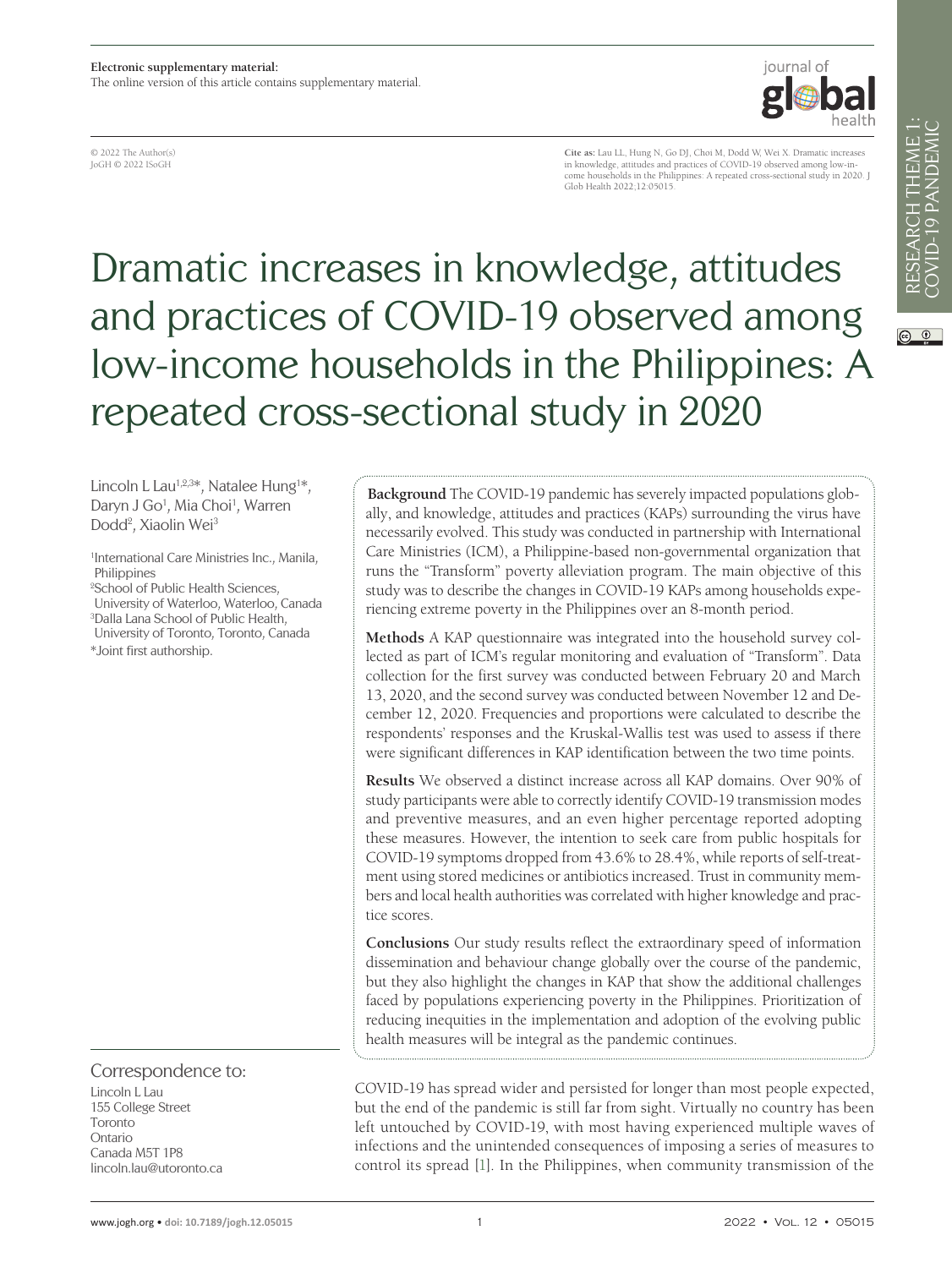**Electronic supplementary material:**
The online version of this article contains supplementary material.

© 2022 The Author(s)
JoGH © 2022 ISoGH

**Cite as:** Lau LL, Hung N, Go DJ, Choi M, Dodd W, Wei X. Dramatic increases in knowledge, attitudes and practices of COVID-19 observed among low-income households in the Philippines: A repeated cross-sectional study in 2020. J Glob Health 2022;12:05015.

# Dramatic increases in knowledge, attitudes and practices of COVID-19 observed among low-income households in the Philippines: A repeated cross-sectional study in 2020

Lincoln L Lau[1,2,3]*, Natalee Hung[1]*, Daryn J Go[1], Mia Choi[1], Warren Dodd[2], Xiaolin Wei[3]

[1]International Care Ministries Inc., Manila, Philippines
[2]School of Public Health Sciences, University of Waterloo, Waterloo, Canada
[3]Dalla Lana School of Public Health, University of Toronto, Toronto, Canada
*Joint first authorship.

**Background** The COVID-19 pandemic has severely impacted populations globally, and knowledge, attitudes and practices (KAPs) surrounding the virus have necessarily evolved. This study was conducted in partnership with International Care Ministries (ICM), a Philippine-based non-governmental organization that runs the "Transform" poverty alleviation program. The main objective of this study was to describe the changes in COVID-19 KAPs among households experiencing extreme poverty in the Philippines over an 8-month period.

**Methods** A KAP questionnaire was integrated into the household survey collected as part of ICM's regular monitoring and evaluation of "Transform". Data collection for the first survey was conducted between February 20 and March 13, 2020, and the second survey was conducted between November 12 and December 12, 2020. Frequencies and proportions were calculated to describe the respondents' responses and the Kruskal-Wallis test was used to assess if there were significant differences in KAP identification between the two time points.

**Results** We observed a distinct increase across all KAP domains. Over 90% of study participants were able to correctly identify COVID-19 transmission modes and preventive measures, and an even higher percentage reported adopting these measures. However, the intention to seek care from public hospitals for COVID-19 symptoms dropped from 43.6% to 28.4%, while reports of self-treatment using stored medicines or antibiotics increased. Trust in community members and local health authorities was correlated with higher knowledge and practice scores.

**Conclusions** Our study results reflect the extraordinary speed of information dissemination and behaviour change globally over the course of the pandemic, but they also highlight the changes in KAP that show the additional challenges faced by populations experiencing poverty in the Philippines. Prioritization of reducing inequities in the implementation and adoption of the evolving public health measures will be integral as the pandemic continues.

Correspondence to:
Lincoln L Lau
155 College Street
Toronto
Ontario
Canada M5T 1P8
lincoln.lau@utoronto.ca

COVID-19 has spread wider and persisted for longer than most people expected, but the end of the pandemic is still far from sight. Virtually no country has been left untouched by COVID-19, with most having experienced multiple waves of infections and the unintended consequences of imposing a series of measures to control its spread [1]. In the Philippines, when community transmission of the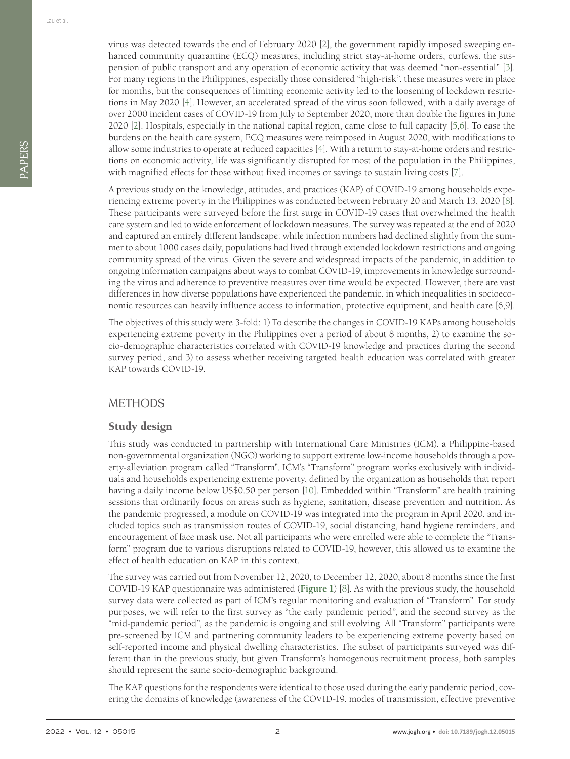virus was detected towards the end of February 2020 [2], the government rapidly imposed sweeping enhanced community quarantine (ECQ) measures, including strict stay-at-home orders, curfews, the suspension of public transport and any operation of economic activity that was deemed "non-essential" [3]. For many regions in the Philippines, especially those considered "high-risk", these measures were in place for months, but the consequences of limiting economic activity led to the loosening of lockdown restrictions in May 2020 [4]. However, an accelerated spread of the virus soon followed, with a daily average of over 2000 incident cases of COVID-19 from July to September 2020, more than double the figures in June 2020 [2]. Hospitals, especially in the national capital region, came close to full capacity [5,6]. To ease the burdens on the health care system, ECQ measures were reimposed in August 2020, with modifications to allow some industries to operate at reduced capacities [4]. With a return to stay-at-home orders and restrictions on economic activity, life was significantly disrupted for most of the population in the Philippines, with magnified effects for those without fixed incomes or savings to sustain living costs [7].

A previous study on the knowledge, attitudes, and practices (KAP) of COVID-19 among households experiencing extreme poverty in the Philippines was conducted between February 20 and March 13, 2020 [8]. These participants were surveyed before the first surge in COVID-19 cases that overwhelmed the health care system and led to wide enforcement of lockdown measures. The survey was repeated at the end of 2020 and captured an entirely different landscape: while infection numbers had declined slightly from the summer to about 1000 cases daily, populations had lived through extended lockdown restrictions and ongoing community spread of the virus. Given the severe and widespread impacts of the pandemic, in addition to ongoing information campaigns about ways to combat COVID-19, improvements in knowledge surrounding the virus and adherence to preventive measures over time would be expected. However, there are vast differences in how diverse populations have experienced the pandemic, in which inequalities in socioeconomic resources can heavily influence access to information, protective equipment, and health care [6,9].

The objectives of this study were 3-fold: 1) To describe the changes in COVID-19 KAPs among households experiencing extreme poverty in the Philippines over a period of about 8 months, 2) to examine the socio-demographic characteristics correlated with COVID-19 knowledge and practices during the second survey period, and 3) to assess whether receiving targeted health education was correlated with greater KAP towards COVID-19.

## METHODS

### Study design

This study was conducted in partnership with International Care Ministries (ICM), a Philippine-based non-governmental organization (NGO) working to support extreme low-income households through a poverty-alleviation program called "Transform". ICM's "Transform" program works exclusively with individuals and households experiencing extreme poverty, defined by the organization as households that report having a daily income below US$0.50 per person [10]. Embedded within "Transform" are health training sessions that ordinarily focus on areas such as hygiene, sanitation, disease prevention and nutrition. As the pandemic progressed, a module on COVID-19 was integrated into the program in April 2020, and included topics such as transmission routes of COVID-19, social distancing, hand hygiene reminders, and encouragement of face mask use. Not all participants who were enrolled were able to complete the "Transform" program due to various disruptions related to COVID-19, however, this allowed us to examine the effect of health education on KAP in this context.

The survey was carried out from November 12, 2020, to December 12, 2020, about 8 months since the first COVID-19 KAP questionnaire was administered (**Figure 1**) [8]. As with the previous study, the household survey data were collected as part of ICM's regular monitoring and evaluation of "Transform". For study purposes, we will refer to the first survey as "the early pandemic period", and the second survey as the "mid-pandemic period", as the pandemic is ongoing and still evolving. All "Transform" participants were pre-screened by ICM and partnering community leaders to be experiencing extreme poverty based on self-reported income and physical dwelling characteristics. The subset of participants surveyed was different than in the previous study, but given Transform's homogenous recruitment process, both samples should represent the same socio-demographic background.

The KAP questions for the respondents were identical to those used during the early pandemic period, covering the domains of knowledge (awareness of the COVID-19, modes of transmission, effective preventive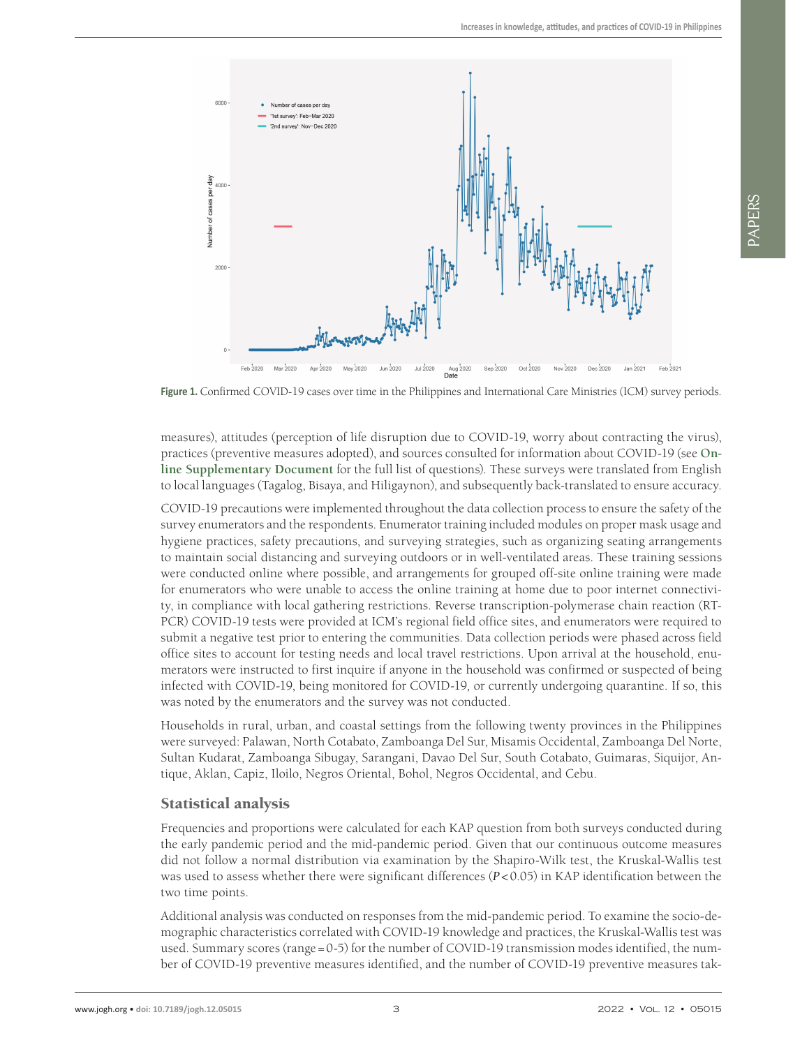Figure 1. Confirmed COVID-19 cases over time in the Philippines and International Care Ministries (ICM) survey periods.

measures), attitudes (perception of life disruption due to COVID-19, worry about contracting the virus), practices (preventive measures adopted), and sources consulted for information about COVID-19 (see **Online Supplementary Document** for the full list of questions). These surveys were translated from English to local languages (Tagalog, Bisaya, and Hiligaynon), and subsequently back-translated to ensure accuracy.

COVID-19 precautions were implemented throughout the data collection process to ensure the safety of the survey enumerators and the respondents. Enumerator training included modules on proper mask usage and hygiene practices, safety precautions, and surveying strategies, such as organizing seating arrangements to maintain social distancing and surveying outdoors or in well-ventilated areas. These training sessions were conducted online where possible, and arrangements for grouped off-site online training were made for enumerators who were unable to access the online training at home due to poor internet connectivity, in compliance with local gathering restrictions. Reverse transcription-polymerase chain reaction (RT-PCR) COVID-19 tests were provided at ICM's regional field office sites, and enumerators were required to submit a negative test prior to entering the communities. Data collection periods were phased across field office sites to account for testing needs and local travel restrictions. Upon arrival at the household, enumerators were instructed to first inquire if anyone in the household was confirmed or suspected of being infected with COVID-19, being monitored for COVID-19, or currently undergoing quarantine. If so, this was noted by the enumerators and the survey was not conducted.

Households in rural, urban, and coastal settings from the following twenty provinces in the Philippines were surveyed: Palawan, North Cotabato, Zamboanga Del Sur, Misamis Occidental, Zamboanga Del Norte, Sultan Kudarat, Zamboanga Sibugay, Sarangani, Davao Del Sur, South Cotabato, Guimaras, Siquijor, Antique, Aklan, Capiz, Iloilo, Negros Oriental, Bohol, Negros Occidental, and Cebu.

## Statistical analysis

Frequencies and proportions were calculated for each KAP question from both surveys conducted during the early pandemic period and the mid-pandemic period. Given that our continuous outcome measures did not follow a normal distribution via examination by the Shapiro-Wilk test, the Kruskal-Wallis test was used to assess whether there were significant differences ($P<0.05$) in KAP identification between the two time points.

Additional analysis was conducted on responses from the mid-pandemic period. To examine the socio-demographic characteristics correlated with COVID-19 knowledge and practices, the Kruskal-Wallis test was used. Summary scores (range = 0-5) for the number of COVID-19 transmission modes identified, the number of COVID-19 preventive measures identified, and the number of COVID-19 preventive measures tak-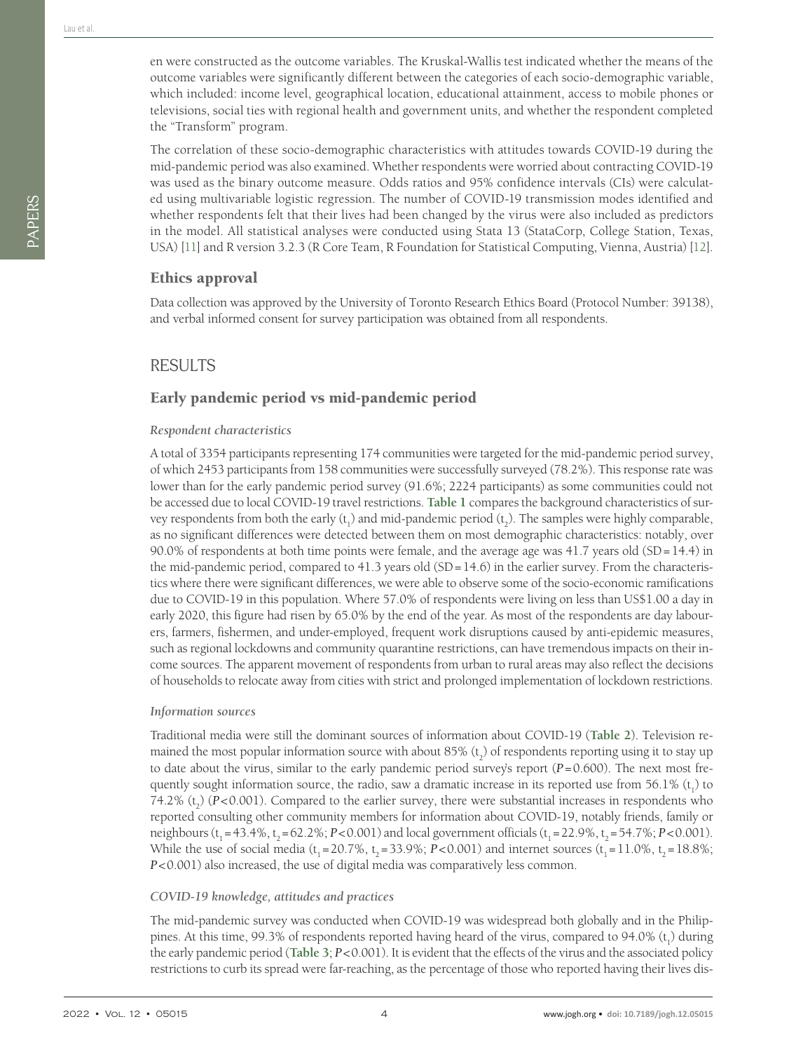en were constructed as the outcome variables. The Kruskal-Wallis test indicated whether the means of the outcome variables were significantly different between the categories of each socio-demographic variable, which included: income level, geographical location, educational attainment, access to mobile phones or televisions, social ties with regional health and government units, and whether the respondent completed the "Transform" program.

The correlation of these socio-demographic characteristics with attitudes towards COVID-19 during the mid-pandemic period was also examined. Whether respondents were worried about contracting COVID-19 was used as the binary outcome measure. Odds ratios and 95% confidence intervals (CIs) were calculated using multivariable logistic regression. The number of COVID-19 transmission modes identified and whether respondents felt that their lives had been changed by the virus were also included as predictors in the model. All statistical analyses were conducted using Stata 13 (StataCorp, College Station, Texas, USA) [11] and R version 3.2.3 (R Core Team, R Foundation for Statistical Computing, Vienna, Austria) [12].

## Ethics approval

Data collection was approved by the University of Toronto Research Ethics Board (Protocol Number: 39138), and verbal informed consent for survey participation was obtained from all respondents.

# RESULTS

## Early pandemic period vs mid-pandemic period

### *Respondent characteristics*

A total of 3354 participants representing 174 communities were targeted for the mid-pandemic period survey, of which 2453 participants from 158 communities were successfully surveyed (78.2%). This response rate was lower than for the early pandemic period survey (91.6%; 2224 participants) as some communities could not be accessed due to local COVID-19 travel restrictions. **Table 1** compares the background characteristics of survey respondents from both the early ($t_1$) and mid-pandemic period ($t_2$). The samples were highly comparable, as no significant differences were detected between them on most demographic characteristics: notably, over 90.0% of respondents at both time points were female, and the average age was 41.7 years old (SD = 14.4) in the mid-pandemic period, compared to 41.3 years old (SD = 14.6) in the earlier survey. From the characteristics where there were significant differences, we were able to observe some of the socio-economic ramifications due to COVID-19 in this population. Where 57.0% of respondents were living on less than US$1.00 a day in early 2020, this figure had risen by 65.0% by the end of the year. As most of the respondents are day labourers, farmers, fishermen, and under-employed, frequent work disruptions caused by anti-epidemic measures, such as regional lockdowns and community quarantine restrictions, can have tremendous impacts on their income sources. The apparent movement of respondents from urban to rural areas may also reflect the decisions of households to relocate away from cities with strict and prolonged implementation of lockdown restrictions.

### *Information sources*

Traditional media were still the dominant sources of information about COVID-19 (**Table 2**). Television remained the most popular information source with about 85% ($t_2$) of respondents reporting using it to stay up to date about the virus, similar to the early pandemic period survey's report ($P = 0.600$). The next most frequently sought information source, the radio, saw a dramatic increase in its reported use from 56.1% ($t_1$) to 74.2% ($t_2$) ($P < 0.001$). Compared to the earlier survey, there were substantial increases in respondents who reported consulting other community members for information about COVID-19, notably friends, family or neighbours ($t_1 = 43.4\%$, $t_2 = 62.2\%$; $P < 0.001$) and local government officials ($t_1 = 22.9\%$, $t_2 = 54.7\%$; $P < 0.001$). While the use of social media ($t_1 = 20.7\%$, $t_2 = 33.9\%$; $P < 0.001$) and internet sources ($t_1 = 11.0\%$, $t_2 = 18.8\%$; $P < 0.001$) also increased, the use of digital media was comparatively less common.

### *COVID-19 knowledge, attitudes and practices*

The mid-pandemic survey was conducted when COVID-19 was widespread both globally and in the Philippines. At this time, 99.3% of respondents reported having heard of the virus, compared to 94.0% ($t_1$) during the early pandemic period (**Table 3**; $P < 0.001$). It is evident that the effects of the virus and the associated policy restrictions to curb its spread were far-reaching, as the percentage of those who reported having their lives dis-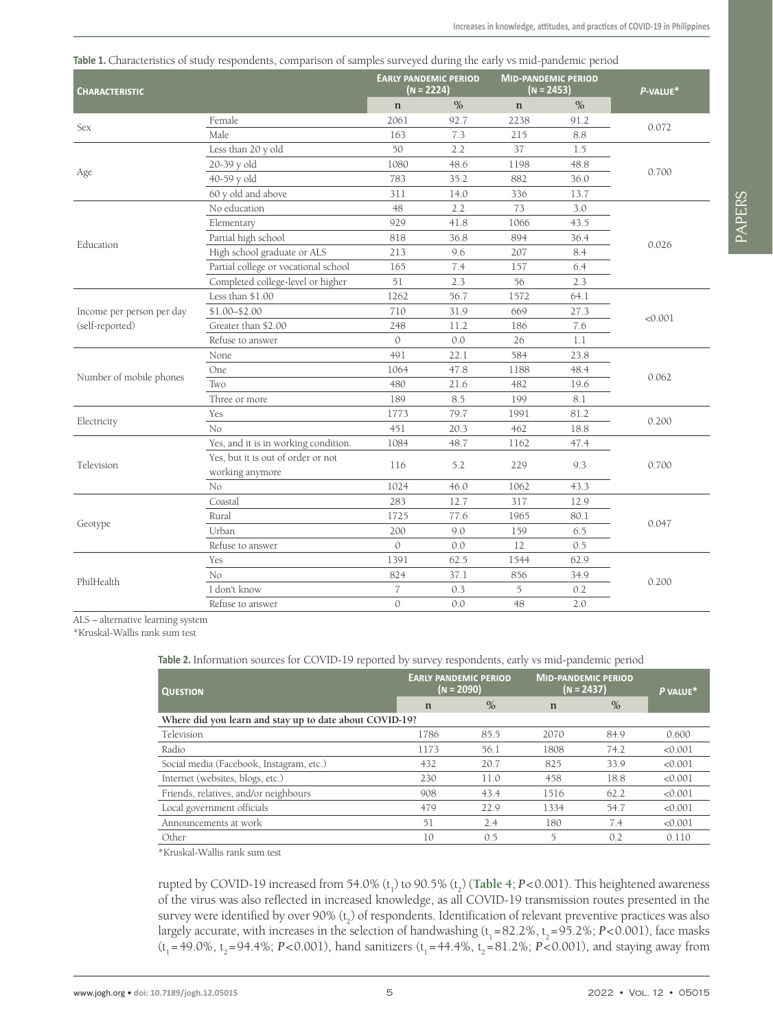**Table 1.** Characteristics of study respondents, comparison of samples surveyed during the early vs mid-pandemic period

| Characteristic | | Early pandemic period (n = 2224) | | Mid-pandemic period (n = 2453) | | P-value* |
|---|---|---|---|---|---|---|
| | | n | % | n | % | |
| Sex | Female | 2061 | 92.7 | 2238 | 91.2 | 0.072 |
| | Male | 163 | 7.3 | 215 | 8.8 | |
| Age | Less than 20 y old | 50 | 2.2 | 37 | 1.5 | 0.700 |
| | 20-39 y old | 1080 | 48.6 | 1198 | 48.8 | |
| | 40-59 y old | 783 | 35.2 | 882 | 36.0 | |
| | 60 y old and above | 311 | 14.0 | 336 | 13.7 | |
| Education | No education | 48 | 2.2 | 73 | 3.0 | 0.026 |
| | Elementary | 929 | 41.8 | 1066 | 43.5 | |
| | Partial high school | 818 | 36.8 | 894 | 36.4 | |
| | High school graduate or ALS | 213 | 9.6 | 207 | 8.4 | |
| | Partial college or vocational school | 165 | 7.4 | 157 | 6.4 | |
| | Completed college-level or higher | 51 | 2.3 | 56 | 2.3 | |
| Income per person per day (self-reported) | Less than $1.00 | 1262 | 56.7 | 1572 | 64.1 | <0.001 |
| | $1.00–$2.00 | 710 | 31.9 | 669 | 27.3 | |
| | Greater than $2.00 | 248 | 11.2 | 186 | 7.6 | |
| | Refuse to answer | 0 | 0.0 | 26 | 1.1 | |
| Number of mobile phones | None | 491 | 22.1 | 584 | 23.8 | 0.062 |
| | One | 1064 | 47.8 | 1188 | 48.4 | |
| | Two | 480 | 21.6 | 482 | 19.6 | |
| | Three or more | 189 | 8.5 | 199 | 8.1 | |
| Electricity | Yes | 1773 | 79.7 | 1991 | 81.2 | 0.200 |
| | No | 451 | 20.3 | 462 | 18.8 | |
| Television | Yes, and it is in working condition. | 1084 | 48.7 | 1162 | 47.4 | 0.700 |
| | Yes, but it is out of order or not working anymore | 116 | 5.2 | 229 | 9.3 | |
| | No | 1024 | 46.0 | 1062 | 43.3 | |
| Geotype | Coastal | 283 | 12.7 | 317 | 12.9 | 0.047 |
| | Rural | 1725 | 77.6 | 1965 | 80.1 | |
| | Urban | 200 | 9.0 | 159 | 6.5 | |
| | Refuse to answer | 0 | 0.0 | 12 | 0.5 | |
| PhilHealth | Yes | 1391 | 62.5 | 1544 | 62.9 | 0.200 |
| | No | 824 | 37.1 | 856 | 34.9 | |
| | I don't know | 7 | 0.3 | 5 | 0.2 | |
| | Refuse to answer | 0 | 0.0 | 48 | 2.0 | |

ALS – alternative learning system

*Kruskal-Wallis rank sum test

**Table 2.** Information sources for COVID-19 reported by survey respondents, early vs mid-pandemic period

| Question | Early pandemic period (n = 2090) | | Mid-pandemic period (n = 2437) | | P value* |
|---|---|---|---|---|---|
| | n | % | n | % | |
| **Where did you learn and stay up to date about COVID-19?** | | | | | |
| Television | 1786 | 85.5 | 2070 | 84.9 | 0.600 |
| Radio | 1173 | 56.1 | 1808 | 74.2 | <0.001 |
| Social media (Facebook, Instagram, etc.) | 432 | 20.7 | 825 | 33.9 | <0.001 |
| Internet (websites, blogs, etc.) | 230 | 11.0 | 458 | 18.8 | <0.001 |
| Friends, relatives, and/or neighbours | 908 | 43.4 | 1516 | 62.2 | <0.001 |
| Local government officials | 479 | 22.9 | 1334 | 54.7 | <0.001 |
| Announcements at work | 51 | 2.4 | 180 | 7.4 | <0.001 |
| Other | 10 | 0.5 | 5 | 0.2 | 0.110 |

*Kruskal-Wallis rank sum test

rupted by COVID-19 increased from 54.0% ($t_1$) to 90.5% ($t_2$) (**Table 4**; $P<0.001$). This heightened awareness of the virus was also reflected in increased knowledge, as all COVID-19 transmission routes presented in the survey were identified by over 90% ($t_2$) of respondents. Identification of relevant preventive practices was also largely accurate, with increases in the selection of handwashing ($t_1$=82.2%, $t_2$=95.2%; $P<0.001$), face masks ($t_1$=49.0%, $t_2$=94.4%; $P<0.001$), hand sanitizers ($t_1$=44.4%, $t_2$=81.2%; $P<0.001$), and staying away from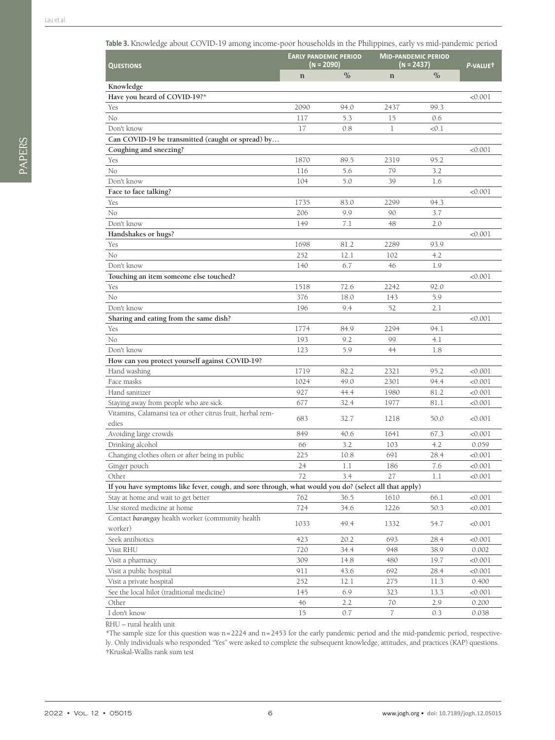**Table 3.** Knowledge about COVID-19 among income-poor households in the Philippines, early vs mid-pandemic period

| Questions | Early pandemic period (n = 2090) | | Mid-pandemic period (n = 2437) | | *P*-value† |
|---|---|---|---|---|---|
| | n | % | n | % | |
| **Knowledge** | | | | | |
| **Have you heard of COVID-19?*** | | | | | <0.001 |
| Yes | 2090 | 94.0 | 2437 | 99.3 | |
| No | 117 | 5.3 | 15 | 0.6 | |
| Don't know | 17 | 0.8 | 1 | <0.1 | |
| **Can COVID-19 be transmitted (caught or spread) by…** | | | | | |
| **Coughing and sneezing?** | | | | | <0.001 |
| Yes | 1870 | 89.5 | 2319 | 95.2 | |
| No | 116 | 5.6 | 79 | 3.2 | |
| Don't know | 104 | 5.0 | 39 | 1.6 | |
| **Face to face talking?** | | | | | <0.001 |
| Yes | 1735 | 83.0 | 2299 | 94.3 | |
| No | 206 | 9.9 | 90 | 3.7 | |
| Don't know | 149 | 7.1 | 48 | 2.0 | |
| **Handshakes or hugs?** | | | | | <0.001 |
| Yes | 1698 | 81.2 | 2289 | 93.9 | |
| No | 252 | 12.1 | 102 | 4.2 | |
| Don't know | 140 | 6.7 | 46 | 1.9 | |
| **Touching an item someone else touched?** | | | | | <0.001 |
| Yes | 1518 | 72.6 | 2242 | 92.0 | |
| No | 376 | 18.0 | 143 | 5.9 | |
| Don't know | 196 | 9.4 | 52 | 2.1 | |
| **Sharing and eating from the same dish?** | | | | | <0.001 |
| Yes | 1774 | 84.9 | 2294 | 94.1 | |
| No | 193 | 9.2 | 99 | 4.1 | |
| Don't know | 123 | 5.9 | 44 | 1.8 | |
| **How can you protect yourself against COVID-19?** | | | | | |
| Hand washing | 1719 | 82.2 | 2321 | 95.2 | <0.001 |
| Face masks | 1024 | 49.0 | 2301 | 94.4 | <0.001 |
| Hand sanitizer | 927 | 44.4 | 1980 | 81.2 | <0.001 |
| Staying away from people who are sick | 677 | 32.4 | 1977 | 81.1 | <0.001 |
| Vitamins, Calamansi tea or other citrus fruit, herbal remedies | 683 | 32.7 | 1218 | 50.0 | <0.001 |
| Avoiding large crowds | 849 | 40.6 | 1641 | 67.3 | <0.001 |
| Drinking alcohol | 66 | 3.2 | 103 | 4.2 | 0.059 |
| Changing clothes often or after being in public | 225 | 10.8 | 691 | 28.4 | <0.001 |
| Ginger pouch | 24 | 1.1 | 186 | 7.6 | <0.001 |
| Other | 72 | 3.4 | 27 | 1.1 | <0.001 |
| **If you have symptoms like fever, cough, and sore through, what would you do? (select all that apply)** | | | | | |
| Stay at home and wait to get better | 762 | 36.5 | 1610 | 66.1 | <0.001 |
| Use stored medicine at home | 724 | 34.6 | 1226 | 50.3 | <0.001 |
| Contact *barangay* health worker (community health worker) | 1033 | 49.4 | 1332 | 54.7 | <0.001 |
| Seek antibiotics | 423 | 20.2 | 693 | 28.4 | <0.001 |
| Visit RHU | 720 | 34.4 | 948 | 38.9 | 0.002 |
| Visit a pharmacy | 309 | 14.8 | 480 | 19.7 | <0.001 |
| Visit a public hospital | 911 | 43.6 | 692 | 28.4 | <0.001 |
| Visit a private hospital | 252 | 12.1 | 275 | 11.3 | 0.400 |
| See the local hilot (traditional medicine) | 145 | 6.9 | 323 | 13.3 | <0.001 |
| Other | 46 | 2.2 | 70 | 2.9 | 0.200 |
| I don't know | 15 | 0.7 | 7 | 0.3 | 0.038 |

RHU – rural health unit

*The sample size for this question was n = 2224 and n = 2453 for the early pandemic period and the mid-pandemic period, respectively. Only individuals who responded "Yes" were asked to complete the subsequent knowledge, attitudes, and practices (KAP) questions.

†Kruskal-Wallis rank sum test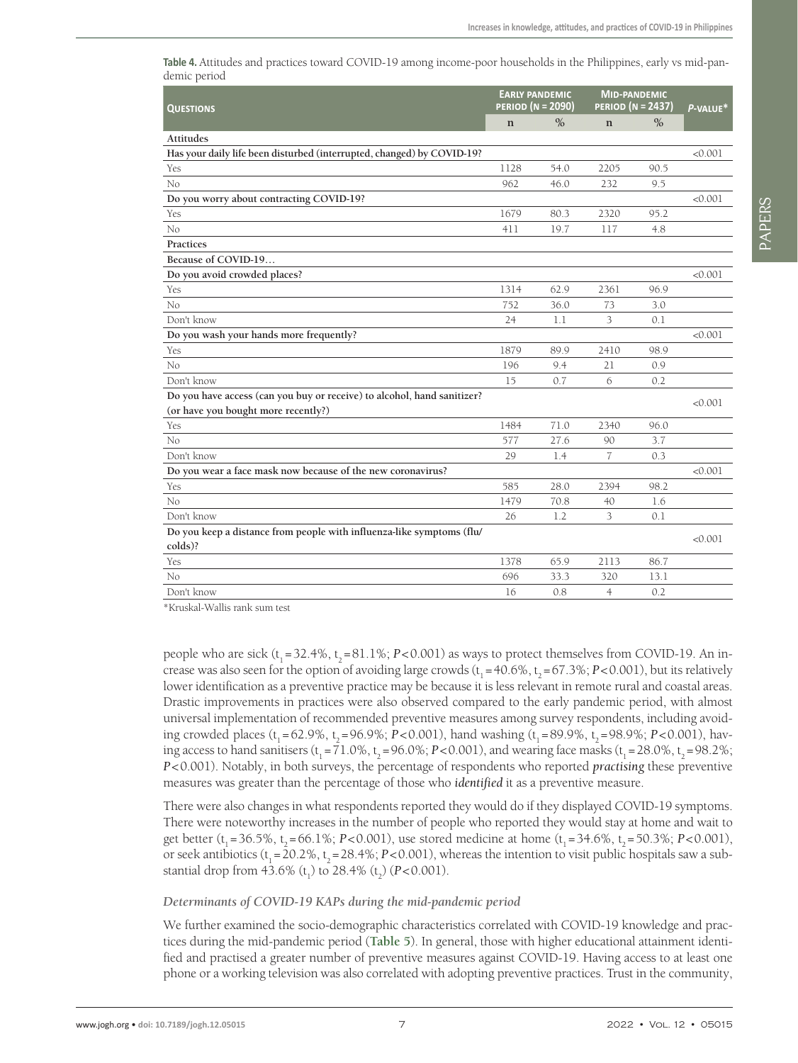**Table 4.** Attitudes and practices toward COVID-19 among income-poor households in the Philippines, early vs mid-pandemic period

| Questions | Early pandemic period (N = 2090) | | Mid-pandemic period (N = 2437) | | P-value* |
|---|---|---|---|---|---|
| | n | % | n | % | |
| **Attitudes** | | | | | |
| **Has your daily life been disturbed (interrupted, changed) by COVID-19?** | | | | | <0.001 |
| Yes | 1128 | 54.0 | 2205 | 90.5 | |
| No | 962 | 46.0 | 232 | 9.5 | |
| **Do you worry about contracting COVID-19?** | | | | | <0.001 |
| Yes | 1679 | 80.3 | 2320 | 95.2 | |
| No | 411 | 19.7 | 117 | 4.8 | |
| **Practices** | | | | | |
| **Because of COVID-19…** | | | | | |
| **Do you avoid crowded places?** | | | | | <0.001 |
| Yes | 1314 | 62.9 | 2361 | 96.9 | |
| No | 752 | 36.0 | 73 | 3.0 | |
| Don't know | 24 | 1.1 | 3 | 0.1 | |
| **Do you wash your hands more frequently?** | | | | | <0.001 |
| Yes | 1879 | 89.9 | 2410 | 98.9 | |
| No | 196 | 9.4 | 21 | 0.9 | |
| Don't know | 15 | 0.7 | 6 | 0.2 | |
| **Do you have access (can you buy or receive) to alcohol, hand sanitizer? (or have you bought more recently?)** | | | | | <0.001 |
| Yes | 1484 | 71.0 | 2340 | 96.0 | |
| No | 577 | 27.6 | 90 | 3.7 | |
| Don't know | 29 | 1.4 | 7 | 0.3 | |
| **Do you wear a face mask now because of the new coronavirus?** | | | | | <0.001 |
| Yes | 585 | 28.0 | 2394 | 98.2 | |
| No | 1479 | 70.8 | 40 | 1.6 | |
| Don't know | 26 | 1.2 | 3 | 0.1 | |
| **Do you keep a distance from people with influenza-like symptoms (flu/colds)?** | | | | | <0.001 |
| Yes | 1378 | 65.9 | 2113 | 86.7 | |
| No | 696 | 33.3 | 320 | 13.1 | |
| Don't know | 16 | 0.8 | 4 | 0.2 | |

*Kruskal-Wallis rank sum test

people who are sick ($t_1$ = 32.4%, $t_2$ = 81.1%; $P$ < 0.001) as ways to protect themselves from COVID-19. An increase was also seen for the option of avoiding large crowds ($t_1$ = 40.6%, $t_2$ = 67.3%; $P$ < 0.001), but its relatively lower identification as a preventive practice may be because it is less relevant in remote rural and coastal areas. Drastic improvements in practices were also observed compared to the early pandemic period, with almost universal implementation of recommended preventive measures among survey respondents, including avoiding crowded places ($t_1$ = 62.9%, $t_2$ = 96.9%; $P$ < 0.001), hand washing ($t_1$ = 89.9%, $t_2$ = 98.9%; $P$ < 0.001), having access to hand sanitisers ($t_1$ = 71.0%, $t_2$ = 96.0%; $P$ < 0.001), and wearing face masks ($t_1$ = 28.0%, $t_2$ = 98.2%; $P$ < 0.001). Notably, in both surveys, the percentage of respondents who reported *practising* these preventive measures was greater than the percentage of those who *identified* it as a preventive measure.

There were also changes in what respondents reported they would do if they displayed COVID-19 symptoms. There were noteworthy increases in the number of people who reported they would stay at home and wait to get better ($t_1$ = 36.5%, $t_2$ = 66.1%; $P$ < 0.001), use stored medicine at home ($t_1$ = 34.6%, $t_2$ = 50.3%; $P$ < 0.001), or seek antibiotics ($t_1$ = 20.2%, $t_2$ = 28.4%; $P$ < 0.001), whereas the intention to visit public hospitals saw a substantial drop from 43.6% ($t_1$) to 28.4% ($t_2$) ($P$ < 0.001).

### *Determinants of COVID-19 KAPs during the mid-pandemic period*

We further examined the socio-demographic characteristics correlated with COVID-19 knowledge and practices during the mid-pandemic period (**Table 5**). In general, those with higher educational attainment identified and practised a greater number of preventive measures against COVID-19. Having access to at least one phone or a working television was also correlated with adopting preventive practices. Trust in the community,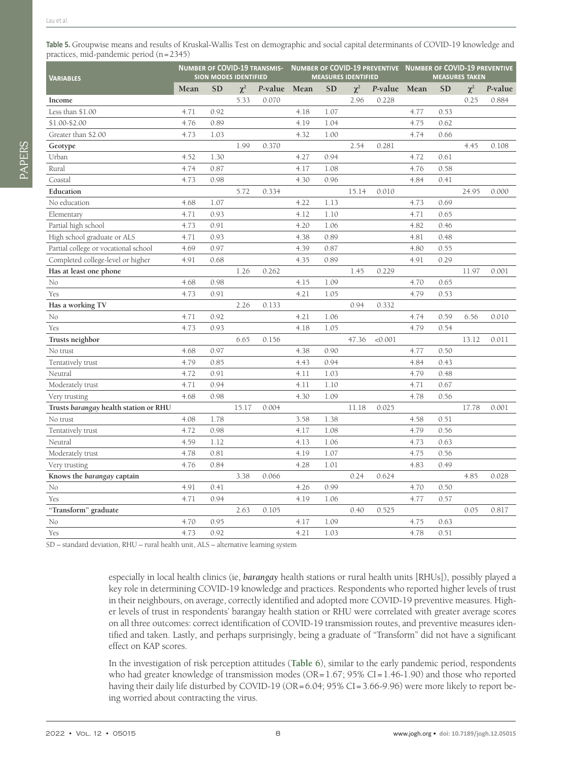**Table 5.** Groupwise means and results of Kruskal-Wallis Test on demographic and social capital determinants of COVID-19 knowledge and practices, mid-pandemic period (n = 2345)

| Variables | Number of COVID-19 transmission modes identified | | | | Number of COVID-19 preventive measures identified | | | | Number of COVID-19 preventive measures taken | | | |
|---|---|---|---|---|---|---|---|---|---|---|---|---|
| | Mean | SD | $\chi^2$ | *P*-value | Mean | SD | $\chi^2$ | *P*-value | Mean | SD | $\chi^2$ | *P*-value |
| **Income** | | | 5.33 | 0.070 | | | 2.96 | 0.228 | | | 0.25 | 0.884 |
| Less than $1.00 | 4.71 | 0.92 | | | 4.18 | 1.07 | | | 4.77 | 0.53 | | |
| $1.00-$2.00 | 4.76 | 0.89 | | | 4.19 | 1.04 | | | 4.75 | 0.62 | | |
| Greater than $2.00 | 4.73 | 1.03 | | | 4.32 | 1.00 | | | 4.74 | 0.66 | | |
| **Geotype** | | | 1.99 | 0.370 | | | 2.54 | 0.281 | | | 4.45 | 0.108 |
| Urban | 4.52 | 1.30 | | | 4.27 | 0.94 | | | 4.72 | 0.61 | | |
| Rural | 4.74 | 0.87 | | | 4.17 | 1.08 | | | 4.76 | 0.58 | | |
| Coastal | 4.73 | 0.98 | | | 4.30 | 0.96 | | | 4.84 | 0.41 | | |
| **Education** | | | 5.72 | 0.334 | | | 15.14 | 0.010 | | | 24.95 | 0.000 |
| No education | 4.68 | 1.07 | | | 4.22 | 1.13 | | | 4.73 | 0.69 | | |
| Elementary | 4.71 | 0.93 | | | 4.12 | 1.10 | | | 4.71 | 0.65 | | |
| Partial high school | 4.73 | 0.91 | | | 4.20 | 1.06 | | | 4.82 | 0.46 | | |
| High school graduate or ALS | 4.71 | 0.93 | | | 4.38 | 0.89 | | | 4.81 | 0.48 | | |
| Partial college or vocational school | 4.69 | 0.97 | | | 4.39 | 0.87 | | | 4.80 | 0.55 | | |
| Completed college-level or higher | 4.91 | 0.68 | | | 4.35 | 0.89 | | | 4.91 | 0.29 | | |
| **Has at least one phone** | | | 1.26 | 0.262 | | | 1.45 | 0.229 | | | 11.97 | 0.001 |
| No | 4.68 | 0.98 | | | 4.15 | 1.09 | | | 4.70 | 0.65 | | |
| Yes | 4.73 | 0.91 | | | 4.21 | 1.05 | | | 4.79 | 0.53 | | |
| **Has a working TV** | | | 2.26 | 0.133 | | | 0.94 | 0.332 | | | | |
| No | 4.71 | 0.92 | | | 4.21 | 1.06 | | | 4.74 | 0.59 | 6.56 | 0.010 |
| Yes | 4.73 | 0.93 | | | 4.18 | 1.05 | | | 4.79 | 0.54 | | |
| **Trusts neighbor** | | | 6.65 | 0.156 | | | 47.36 | <0.001 | | | 13.12 | 0.011 |
| No trust | 4.68 | 0.97 | | | 4.38 | 0.90 | | | 4.77 | 0.50 | | |
| Tentatively trust | 4.79 | 0.85 | | | 4.43 | 0.94 | | | 4.84 | 0.43 | | |
| Neutral | 4.72 | 0.91 | | | 4.11 | 1.03 | | | 4.79 | 0.48 | | |
| Moderately trust | 4.71 | 0.94 | | | 4.11 | 1.10 | | | 4.71 | 0.67 | | |
| Very trusting | 4.68 | 0.98 | | | 4.30 | 1.09 | | | 4.78 | 0.56 | | |
| **Trusts *barangay* health station or RHU** | | | 15.17 | 0.004 | | | 11.18 | 0.025 | | | 17.78 | 0.001 |
| No trust | 4.08 | 1.78 | | | 3.58 | 1.38 | | | 4.58 | 0.51 | | |
| Tentatively trust | 4.72 | 0.98 | | | 4.17 | 1.08 | | | 4.79 | 0.56 | | |
| Neutral | 4.59 | 1.12 | | | 4.13 | 1.06 | | | 4.73 | 0.63 | | |
| Moderately trust | 4.78 | 0.81 | | | 4.19 | 1.07 | | | 4.75 | 0.56 | | |
| Very trusting | 4.76 | 0.84 | | | 4.28 | 1.01 | | | 4.83 | 0.49 | | |
| **Knows the *barangay* captain** | | | 3.38 | 0.066 | | | 0.24 | 0.624 | | | 4.85 | 0.028 |
| No | 4.91 | 0.41 | | | 4.26 | 0.99 | | | 4.70 | 0.50 | | |
| Yes | 4.71 | 0.94 | | | 4.19 | 1.06 | | | 4.77 | 0.57 | | |
| **"Transform" graduate** | | | 2.63 | 0.105 | | | 0.40 | 0.525 | | | 0.05 | 0.817 |
| No | 4.70 | 0.95 | | | 4.17 | 1.09 | | | 4.75 | 0.63 | | |
| Yes | 4.73 | 0.92 | | | 4.21 | 1.03 | | | 4.78 | 0.51 | | |

SD – standard deviation, RHU – rural health unit, ALS – alternative learning system

especially in local health clinics (ie, *barangay* health stations or rural health units [RHUs]), possibly played a key role in determining COVID-19 knowledge and practices. Respondents who reported higher levels of trust in their neighbours, on average, correctly identified and adopted more COVID-19 preventive measures. Higher levels of trust in respondents' barangay health station or RHU were correlated with greater average scores on all three outcomes: correct identification of COVID-19 transmission routes, and preventive measures identified and taken. Lastly, and perhaps surprisingly, being a graduate of "Transform" did not have a significant effect on KAP scores.

In the investigation of risk perception attitudes (**Table 6**), similar to the early pandemic period, respondents who had greater knowledge of transmission modes (OR = 1.67; 95% CI = 1.46-1.90) and those who reported having their daily life disturbed by COVID-19 (OR = 6.04; 95% CI = 3.66-9.96) were more likely to report being worried about contracting the virus.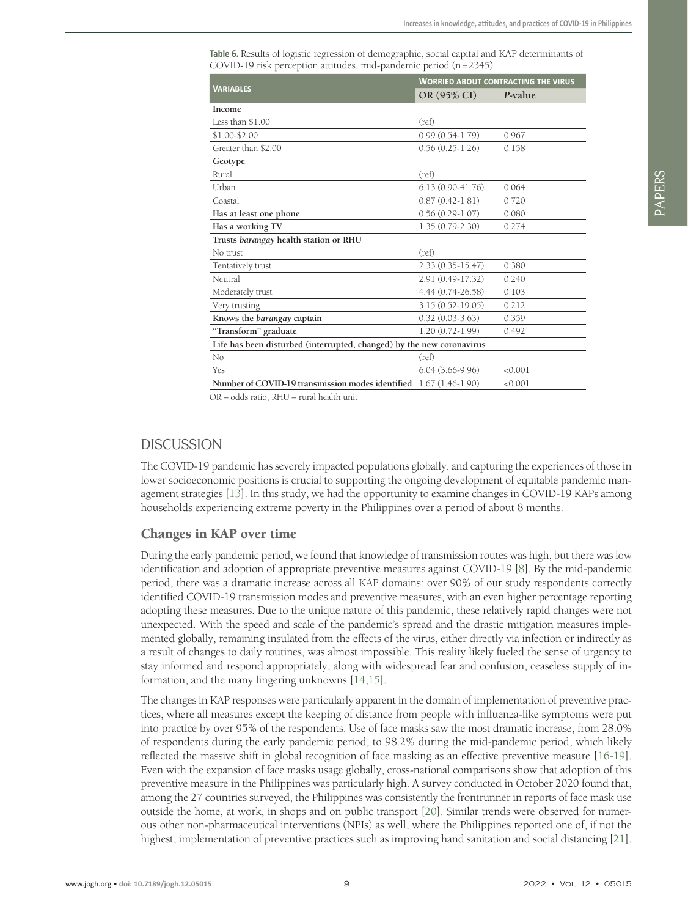**Table 6.** Results of logistic regression of demographic, social capital and KAP determinants of COVID-19 risk perception attitudes, mid-pandemic period (n=2345)

| Variables | Worried about contracting the virus | |
|---|---|---|
| | **OR (95% CI)** | ***P*-value** |
| **Income** | | |
| Less than $1.00 | (ref) | |
| $1.00-$2.00 | 0.99 (0.54-1.79) | 0.967 |
| Greater than $2.00 | 0.56 (0.25-1.26) | 0.158 |
| **Geotype** | | |
| Rural | (ref) | |
| Urban | 6.13 (0.90-41.76) | 0.064 |
| Coastal | 0.87 (0.42-1.81) | 0.720 |
| **Has at least one phone** | 0.56 (0.29-1.07) | 0.080 |
| **Has a working TV** | 1.35 (0.79-2.30) | 0.274 |
| **Trusts *barangay* health station or RHU** | | |
| No trust | (ref) | |
| Tentatively trust | 2.33 (0.35-15.47) | 0.380 |
| Neutral | 2.91 (0.49-17.32) | 0.240 |
| Moderately trust | 4.44 (0.74-26.58) | 0.103 |
| Very trusting | 3.15 (0.52-19.05) | 0.212 |
| **Knows the *barangay* captain** | 0.32 (0.03-3.63) | 0.359 |
| **"Transform" graduate** | 1.20 (0.72-1.99) | 0.492 |
| **Life has been disturbed (interrupted, changed) by the new coronavirus** | | |
| No | (ref) | |
| Yes | 6.04 (3.66-9.96) | <0.001 |
| **Number of COVID-19 transmission modes identified** | 1.67 (1.46-1.90) | <0.001 |

OR – odds ratio, RHU – rural health unit

## DISCUSSION

The COVID-19 pandemic has severely impacted populations globally, and capturing the experiences of those in lower socioeconomic positions is crucial to supporting the ongoing development of equitable pandemic management strategies [13]. In this study, we had the opportunity to examine changes in COVID-19 KAPs among households experiencing extreme poverty in the Philippines over a period of about 8 months.

### Changes in KAP over time

During the early pandemic period, we found that knowledge of transmission routes was high, but there was low identification and adoption of appropriate preventive measures against COVID-19 [8]. By the mid-pandemic period, there was a dramatic increase across all KAP domains: over 90% of our study respondents correctly identified COVID-19 transmission modes and preventive measures, with an even higher percentage reporting adopting these measures. Due to the unique nature of this pandemic, these relatively rapid changes were not unexpected. With the speed and scale of the pandemic's spread and the drastic mitigation measures implemented globally, remaining insulated from the effects of the virus, either directly via infection or indirectly as a result of changes to daily routines, was almost impossible. This reality likely fueled the sense of urgency to stay informed and respond appropriately, along with widespread fear and confusion, ceaseless supply of information, and the many lingering unknowns [14,15].

The changes in KAP responses were particularly apparent in the domain of implementation of preventive practices, where all measures except the keeping of distance from people with influenza-like symptoms were put into practice by over 95% of the respondents. Use of face masks saw the most dramatic increase, from 28.0% of respondents during the early pandemic period, to 98.2% during the mid-pandemic period, which likely reflected the massive shift in global recognition of face masking as an effective preventive measure [16-19]. Even with the expansion of face masks usage globally, cross-national comparisons show that adoption of this preventive measure in the Philippines was particularly high. A survey conducted in October 2020 found that, among the 27 countries surveyed, the Philippines was consistently the frontrunner in reports of face mask use outside the home, at work, in shops and on public transport [20]. Similar trends were observed for numerous other non-pharmaceutical interventions (NPIs) as well, where the Philippines reported one of, if not the highest, implementation of preventive practices such as improving hand sanitation and social distancing [21].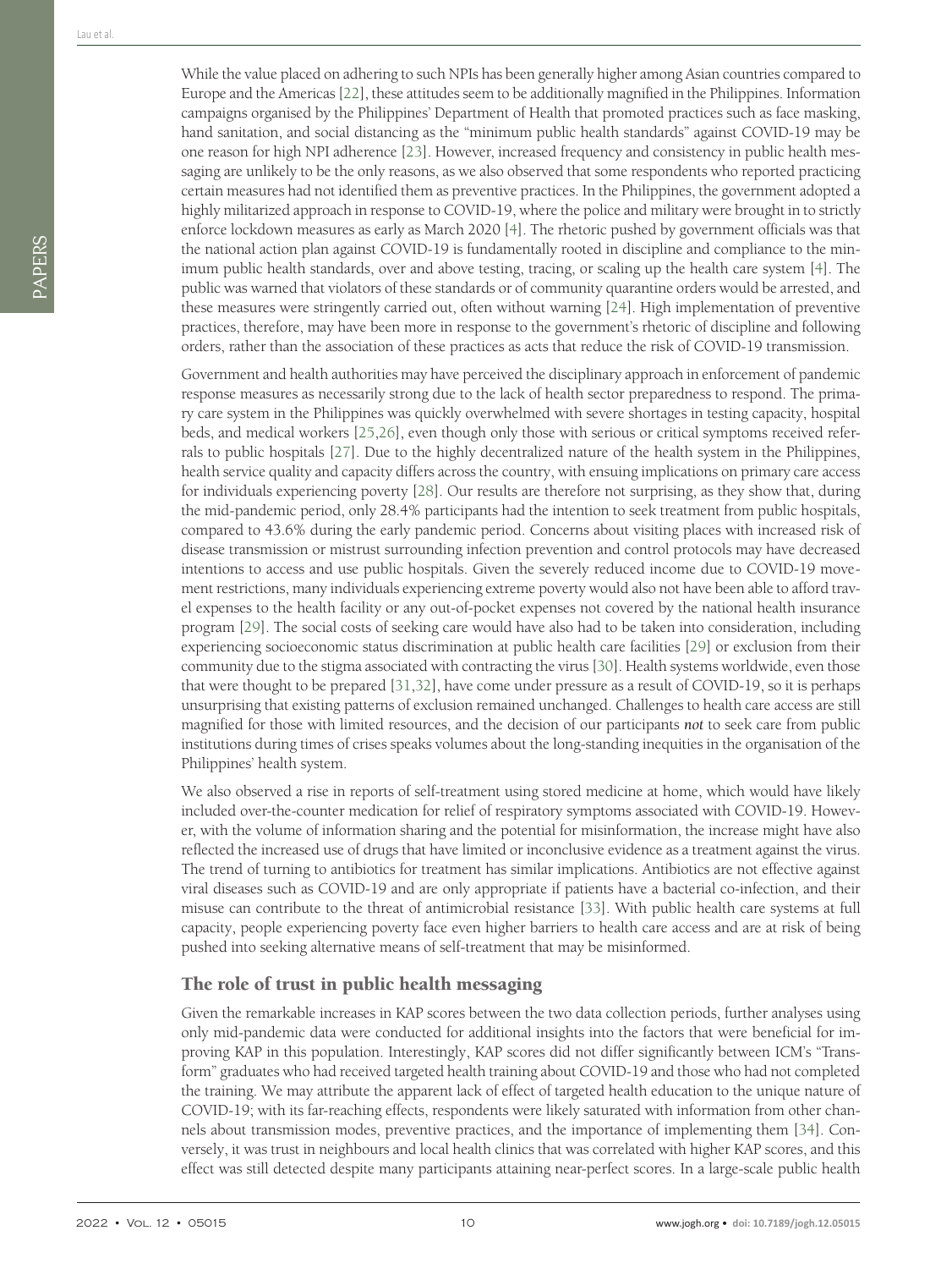While the value placed on adhering to such NPIs has been generally higher among Asian countries compared to Europe and the Americas [22], these attitudes seem to be additionally magnified in the Philippines. Information campaigns organised by the Philippines' Department of Health that promoted practices such as face masking, hand sanitation, and social distancing as the "minimum public health standards" against COVID-19 may be one reason for high NPI adherence [23]. However, increased frequency and consistency in public health messaging are unlikely to be the only reasons, as we also observed that some respondents who reported practicing certain measures had not identified them as preventive practices. In the Philippines, the government adopted a highly militarized approach in response to COVID-19, where the police and military were brought in to strictly enforce lockdown measures as early as March 2020 [4]. The rhetoric pushed by government officials was that the national action plan against COVID-19 is fundamentally rooted in discipline and compliance to the minimum public health standards, over and above testing, tracing, or scaling up the health care system [4]. The public was warned that violators of these standards or of community quarantine orders would be arrested, and these measures were stringently carried out, often without warning [24]. High implementation of preventive practices, therefore, may have been more in response to the government's rhetoric of discipline and following orders, rather than the association of these practices as acts that reduce the risk of COVID-19 transmission.

Government and health authorities may have perceived the disciplinary approach in enforcement of pandemic response measures as necessarily strong due to the lack of health sector preparedness to respond. The primary care system in the Philippines was quickly overwhelmed with severe shortages in testing capacity, hospital beds, and medical workers [25,26], even though only those with serious or critical symptoms received referrals to public hospitals [27]. Due to the highly decentralized nature of the health system in the Philippines, health service quality and capacity differs across the country, with ensuing implications on primary care access for individuals experiencing poverty [28]. Our results are therefore not surprising, as they show that, during the mid-pandemic period, only 28.4% participants had the intention to seek treatment from public hospitals, compared to 43.6% during the early pandemic period. Concerns about visiting places with increased risk of disease transmission or mistrust surrounding infection prevention and control protocols may have decreased intentions to access and use public hospitals. Given the severely reduced income due to COVID-19 movement restrictions, many individuals experiencing extreme poverty would also not have been able to afford travel expenses to the health facility or any out-of-pocket expenses not covered by the national health insurance program [29]. The social costs of seeking care would have also had to be taken into consideration, including experiencing socioeconomic status discrimination at public health care facilities [29] or exclusion from their community due to the stigma associated with contracting the virus [30]. Health systems worldwide, even those that were thought to be prepared [31,32], have come under pressure as a result of COVID-19, so it is perhaps unsurprising that existing patterns of exclusion remained unchanged. Challenges to health care access are still magnified for those with limited resources, and the decision of our participants *not* to seek care from public institutions during times of crises speaks volumes about the long-standing inequities in the organisation of the Philippines' health system.

We also observed a rise in reports of self-treatment using stored medicine at home, which would have likely included over-the-counter medication for relief of respiratory symptoms associated with COVID-19. However, with the volume of information sharing and the potential for misinformation, the increase might have also reflected the increased use of drugs that have limited or inconclusive evidence as a treatment against the virus. The trend of turning to antibiotics for treatment has similar implications. Antibiotics are not effective against viral diseases such as COVID-19 and are only appropriate if patients have a bacterial co-infection, and their misuse can contribute to the threat of antimicrobial resistance [33]. With public health care systems at full capacity, people experiencing poverty face even higher barriers to health care access and are at risk of being pushed into seeking alternative means of self-treatment that may be misinformed.

## The role of trust in public health messaging

Given the remarkable increases in KAP scores between the two data collection periods, further analyses using only mid-pandemic data were conducted for additional insights into the factors that were beneficial for improving KAP in this population. Interestingly, KAP scores did not differ significantly between ICM's "Transform" graduates who had received targeted health training about COVID-19 and those who had not completed the training. We may attribute the apparent lack of effect of targeted health education to the unique nature of COVID-19; with its far-reaching effects, respondents were likely saturated with information from other channels about transmission modes, preventive practices, and the importance of implementing them [34]. Conversely, it was trust in neighbours and local health clinics that was correlated with higher KAP scores, and this effect was still detected despite many participants attaining near-perfect scores. In a large-scale public health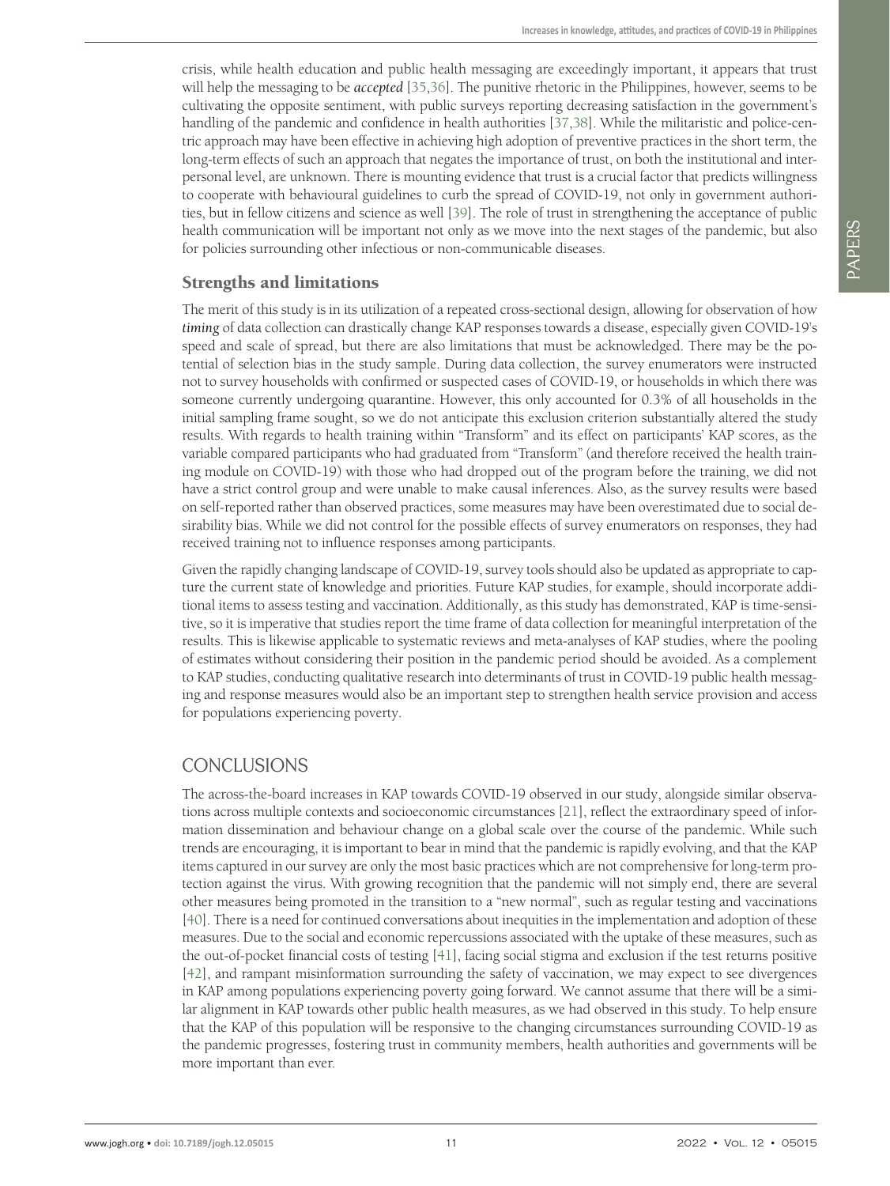crisis, while health education and public health messaging are exceedingly important, it appears that trust will help the messaging to be *accepted* [35,36]. The punitive rhetoric in the Philippines, however, seems to be cultivating the opposite sentiment, with public surveys reporting decreasing satisfaction in the government's handling of the pandemic and confidence in health authorities [37,38]. While the militaristic and police-centric approach may have been effective in achieving high adoption of preventive practices in the short term, the long-term effects of such an approach that negates the importance of trust, on both the institutional and interpersonal level, are unknown. There is mounting evidence that trust is a crucial factor that predicts willingness to cooperate with behavioural guidelines to curb the spread of COVID-19, not only in government authorities, but in fellow citizens and science as well [39]. The role of trust in strengthening the acceptance of public health communication will be important not only as we move into the next stages of the pandemic, but also for policies surrounding other infectious or non-communicable diseases.

### Strengths and limitations

The merit of this study is in its utilization of a repeated cross-sectional design, allowing for observation of how *timing* of data collection can drastically change KAP responses towards a disease, especially given COVID-19's speed and scale of spread, but there are also limitations that must be acknowledged. There may be the potential of selection bias in the study sample. During data collection, the survey enumerators were instructed not to survey households with confirmed or suspected cases of COVID-19, or households in which there was someone currently undergoing quarantine. However, this only accounted for 0.3% of all households in the initial sampling frame sought, so we do not anticipate this exclusion criterion substantially altered the study results. With regards to health training within "Transform" and its effect on participants' KAP scores, as the variable compared participants who had graduated from "Transform" (and therefore received the health training module on COVID-19) with those who had dropped out of the program before the training, we did not have a strict control group and were unable to make causal inferences. Also, as the survey results were based on self-reported rather than observed practices, some measures may have been overestimated due to social desirability bias. While we did not control for the possible effects of survey enumerators on responses, they had received training not to influence responses among participants.

Given the rapidly changing landscape of COVID-19, survey tools should also be updated as appropriate to capture the current state of knowledge and priorities. Future KAP studies, for example, should incorporate additional items to assess testing and vaccination. Additionally, as this study has demonstrated, KAP is time-sensitive, so it is imperative that studies report the time frame of data collection for meaningful interpretation of the results. This is likewise applicable to systematic reviews and meta-analyses of KAP studies, where the pooling of estimates without considering their position in the pandemic period should be avoided. As a complement to KAP studies, conducting qualitative research into determinants of trust in COVID-19 public health messaging and response measures would also be an important step to strengthen health service provision and access for populations experiencing poverty.

## CONCLUSIONS

The across-the-board increases in KAP towards COVID-19 observed in our study, alongside similar observations across multiple contexts and socioeconomic circumstances [21], reflect the extraordinary speed of information dissemination and behaviour change on a global scale over the course of the pandemic. While such trends are encouraging, it is important to bear in mind that the pandemic is rapidly evolving, and that the KAP items captured in our survey are only the most basic practices which are not comprehensive for long-term protection against the virus. With growing recognition that the pandemic will not simply end, there are several other measures being promoted in the transition to a "new normal", such as regular testing and vaccinations [40]. There is a need for continued conversations about inequities in the implementation and adoption of these measures. Due to the social and economic repercussions associated with the uptake of these measures, such as the out-of-pocket financial costs of testing [41], facing social stigma and exclusion if the test returns positive [42], and rampant misinformation surrounding the safety of vaccination, we may expect to see divergences in KAP among populations experiencing poverty going forward. We cannot assume that there will be a similar alignment in KAP towards other public health measures, as we had observed in this study. To help ensure that the KAP of this population will be responsive to the changing circumstances surrounding COVID-19 as the pandemic progresses, fostering trust in community members, health authorities and governments will be more important than ever.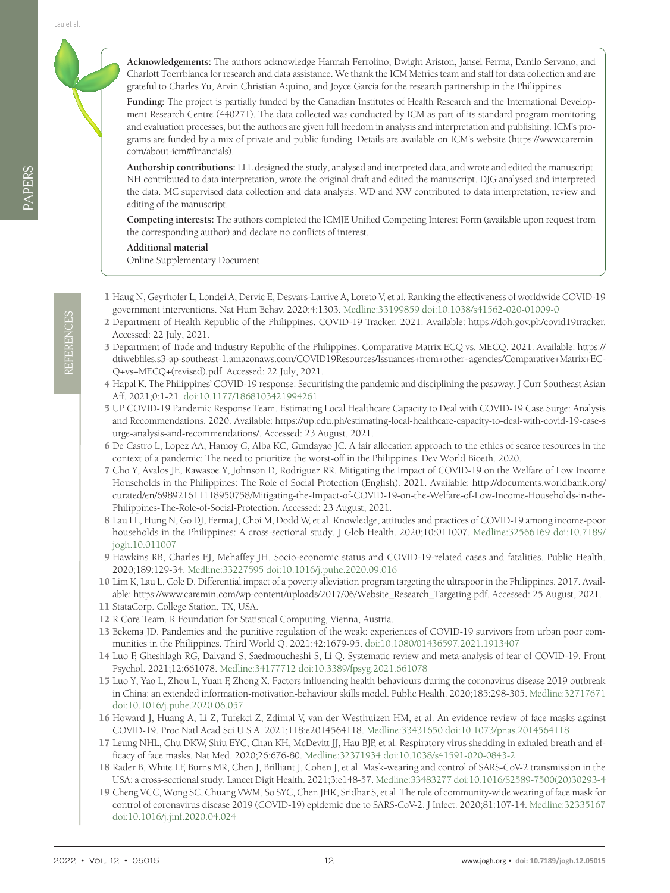**Acknowledgements:** The authors acknowledge Hannah Ferrolino, Dwight Ariston, Jansel Ferma, Danilo Servano, and Charlott Toerrblanca for research and data assistance. We thank the ICM Metrics team and staff for data collection and are grateful to Charles Yu, Arvin Christian Aquino, and Joyce Garcia for the research partnership in the Philippines.

**Funding:** The project is partially funded by the Canadian Institutes of Health Research and the International Development Research Centre (440271). The data collected was conducted by ICM as part of its standard program monitoring and evaluation processes, but the authors are given full freedom in analysis and interpretation and publishing. ICM's programs are funded by a mix of private and public funding. Details are available on ICM's website (https://www.caremin.com/about-icm#financials).

**Authorship contributions:** LLL designed the study, analysed and interpreted data, and wrote and edited the manuscript. NH contributed to data interpretation, wrote the original draft and edited the manuscript. DJG analysed and interpreted the data. MC supervised data collection and data analysis. WD and XW contributed to data interpretation, review and editing of the manuscript.

**Competing interests:** The authors completed the ICMJE Unified Competing Interest Form (available upon request from the corresponding author) and declare no conflicts of interest.

**Additional material**

Online Supplementary Document

## REFERENCES

1 Haug N, Geyrhofer L, Londei A, Dervic E, Desvars-Larrive A, Loreto V, et al. Ranking the effectiveness of worldwide COVID-19 government interventions. Nat Hum Behav. 2020;4:1303. Medline:33199859 doi:10.1038/s41562-020-01009-0

2 Department of Health Republic of the Philippines. COVID-19 Tracker. 2021. Available: https://doh.gov.ph/covid19tracker. Accessed: 22 July, 2021.

3 Department of Trade and Industry Republic of the Philippines. Comparative Matrix ECQ vs. MECQ. 2021. Available: https://dtiwebfiles.s3-ap-southeast-1.amazonaws.com/COVID19Resources/Issuances+from+other+agencies/Comparative+Matrix+ECQ+vs+MECQ+(revised).pdf. Accessed: 22 July, 2021.

4 Hapal K. The Philippines' COVID-19 response: Securitising the pandemic and disciplining the pasaway. J Curr Southeast Asian Aff. 2021;0:1-21. doi:10.1177/1868103421994261

5 UP COVID-19 Pandemic Response Team. Estimating Local Healthcare Capacity to Deal with COVID-19 Case Surge: Analysis and Recommendations. 2020. Available: https://up.edu.ph/estimating-local-healthcare-capacity-to-deal-with-covid-19-case-surge-analysis-and-recommendations/. Accessed: 23 August, 2021.

6 De Castro L, Lopez AA, Hamoy G, Alba KC, Gundayao JC. A fair allocation approach to the ethics of scarce resources in the context of a pandemic: The need to prioritize the worst-off in the Philippines. Dev World Bioeth. 2020.

7 Cho Y, Avalos JE, Kawasoe Y, Johnson D, Rodriguez RR. Mitigating the Impact of COVID-19 on the Welfare of Low Income Households in the Philippines: The Role of Social Protection (English). 2021. Available: http://documents.worldbank.org/curated/en/698921611118950758/Mitigating-the-Impact-of-COVID-19-on-the-Welfare-of-Low-Income-Households-in-the-Philippines-The-Role-of-Social-Protection. Accessed: 23 August, 2021.

8 Lau LL, Hung N, Go DJ, Ferma J, Choi M, Dodd W, et al. Knowledge, attitudes and practices of COVID-19 among income-poor households in the Philippines: A cross-sectional study. J Glob Health. 2020;10:011007. Medline:32566169 doi:10.7189/jogh.10.011007

9 Hawkins RB, Charles EJ, Mehaffey JH. Socio-economic status and COVID-19-related cases and fatalities. Public Health. 2020;189:129-34. Medline:33227595 doi:10.1016/j.puhe.2020.09.016

10 Lim K, Lau L, Cole D. Differential impact of a poverty alleviation program targeting the ultrapoor in the Philippines. 2017. Available: https://www.caremin.com/wp-content/uploads/2017/06/Website_Research_Targeting.pdf. Accessed: 25 August, 2021.

11 StataCorp. College Station, TX, USA.

12 R Core Team. R Foundation for Statistical Computing, Vienna, Austria.

13 Bekema JD. Pandemics and the punitive regulation of the weak: experiences of COVID-19 survivors from urban poor communities in the Philippines. Third World Q. 2021;42:1679-95. doi:10.1080/01436597.2021.1913407

14 Luo F, Gheshlagh RG, Dalvand S, Saedmoucheshi S, Li Q. Systematic review and meta-analysis of fear of COVID-19. Front Psychol. 2021;12:661078. Medline:34177712 doi:10.3389/fpsyg.2021.661078

15 Luo Y, Yao L, Zhou L, Yuan F, Zhong X. Factors influencing health behaviours during the coronavirus disease 2019 outbreak in China: an extended information-motivation-behaviour skills model. Public Health. 2020;185:298-305. Medline:32717671 doi:10.1016/j.puhe.2020.06.057

16 Howard J, Huang A, Li Z, Tufekci Z, Zdimal V, van der Westhuizen HM, et al. An evidence review of face masks against COVID-19. Proc Natl Acad Sci U S A. 2021;118:e2014564118. Medline:33431650 doi:10.1073/pnas.2014564118

17 Leung NHL, Chu DKW, Shiu EYC, Chan KH, McDevitt JJ, Hau BJP, et al. Respiratory virus shedding in exhaled breath and efficacy of face masks. Nat Med. 2020;26:676-80. Medline:32371934 doi:10.1038/s41591-020-0843-2

18 Rader B, White LF, Burns MR, Chen J, Brilliant J, Cohen J, et al. Mask-wearing and control of SARS-CoV-2 transmission in the USA: a cross-sectional study. Lancet Digit Health. 2021;3:e148-57. Medline:33483277 doi:10.1016/S2589-7500(20)30293-4

19 Cheng VCC, Wong SC, Chuang VWM, So SYC, Chen JHK, Sridhar S, et al. The role of community-wide wearing of face mask for control of coronavirus disease 2019 (COVID-19) epidemic due to SARS-CoV-2. J Infect. 2020;81:107-14. Medline:32335167 doi:10.1016/j.jinf.2020.04.024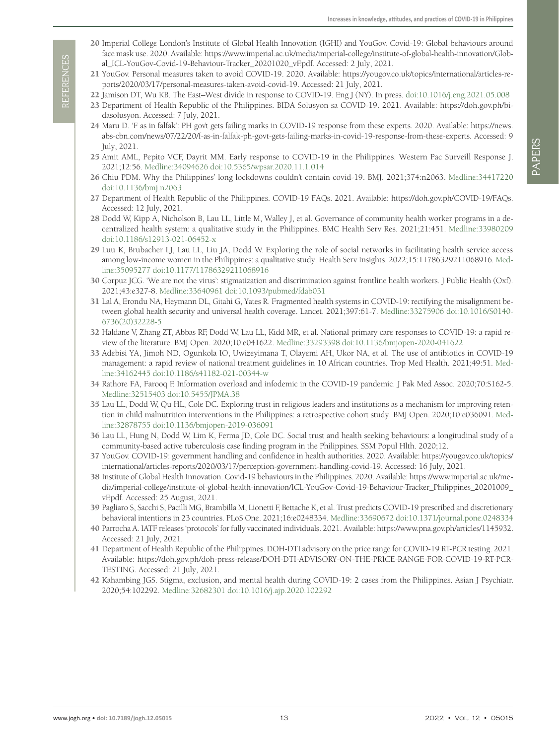20 Imperial College London's Institute of Global Health Innovation (IGHI) and YouGov. Covid-19: Global behaviours around face mask use. 2020. Available: https://www.imperial.ac.uk/media/imperial-college/institute-of-global-health-innovation/Global_ICL-YouGov-Covid-19-Behaviour-Tracker_20201020_vF.pdf. Accessed: 2 July, 2021.

21 YouGov. Personal measures taken to avoid COVID-19. 2020. Available: https://yougov.co.uk/topics/international/articles-reports/2020/03/17/personal-measures-taken-avoid-covid-19. Accessed: 21 July, 2021.

22 Jamison DT, Wu KB. The East–West divide in response to COVID-19. Eng J (NY). In press. doi:10.1016/j.eng.2021.05.008

23 Department of Health Republic of the Philippines. BIDA Solusyon sa COVID-19. 2021. Available: https://doh.gov.ph/bidasolusyon. Accessed: 7 July, 2021.

24 Maru D. 'F as in falfak': PH gov't gets failing marks in COVID-19 response from these experts. 2020. Available: https://news.abs-cbn.com/news/07/22/20/f-as-in-falfak-ph-govt-gets-failing-marks-in-covid-19-response-from-these-experts. Accessed: 9 July, 2021.

25 Amit AML, Pepito VCF, Dayrit MM. Early response to COVID-19 in the Philippines. Western Pac Surveill Response J. 2021;12:56. Medline:34094626 doi:10.5365/wpsar.2020.11.1.014

26 Chiu PDM. Why the Philippines' long lockdowns couldn't contain covid-19. BMJ. 2021;374:n2063. Medline:34417220 doi:10.1136/bmj.n2063

27 Department of Health Republic of the Philippines. COVID-19 FAQs. 2021. Available: https://doh.gov.ph/COVID-19/FAQs. Accessed: 12 July, 2021.

28 Dodd W, Kipp A, Nicholson B, Lau LL, Little M, Walley J, et al. Governance of community health worker programs in a decentralized health system: a qualitative study in the Philippines. BMC Health Serv Res. 2021;21:451. Medline:33980209 doi:10.1186/s12913-021-06452-x

29 Luu K, Brubacher LJ, Lau LL, Liu JA, Dodd W. Exploring the role of social networks in facilitating health service access among low-income women in the Philippines: a qualitative study. Health Serv Insights. 2022;15:11786329211068916. Medline:35095277 doi:10.1177/11786329211068916

30 Corpuz JCG. 'We are not the virus': stigmatization and discrimination against frontline health workers. J Public Health (Oxf). 2021;43:e327-8. Medline:33640961 doi:10.1093/pubmed/fdab031

31 Lal A, Erondu NA, Heymann DL, Gitahi G, Yates R. Fragmented health systems in COVID-19: rectifying the misalignment between global health security and universal health coverage. Lancet. 2021;397:61-7. Medline:33275906 doi:10.1016/S0140-6736(20)32228-5

32 Haldane V, Zhang ZT, Abbas RF, Dodd W, Lau LL, Kidd MR, et al. National primary care responses to COVID-19: a rapid review of the literature. BMJ Open. 2020;10:e041622. Medline:33293398 doi:10.1136/bmjopen-2020-041622

33 Adebisi YA, Jimoh ND, Ogunkola IO, Uwizeyimana T, Olayemi AH, Ukor NA, et al. The use of antibiotics in COVID-19 management: a rapid review of national treatment guidelines in 10 African countries. Trop Med Health. 2021;49:51. Medline:34162445 doi:10.1186/s41182-021-00344-w

34 Rathore FA, Farooq F. Information overload and infodemic in the COVID-19 pandemic. J Pak Med Assoc. 2020;70:S162-5. Medline:32515403 doi:10.5455/JPMA.38

35 Lau LL, Dodd W, Qu HL, Cole DC. Exploring trust in religious leaders and institutions as a mechanism for improving retention in child malnutrition interventions in the Philippines: a retrospective cohort study. BMJ Open. 2020;10:e036091. Medline:32878755 doi:10.1136/bmjopen-2019-036091

36 Lau LL, Hung N, Dodd W, Lim K, Ferma JD, Cole DC. Social trust and health seeking behaviours: a longitudinal study of a community-based active tuberculosis case finding program in the Philippines. SSM Popul Hlth. 2020;12.

37 YouGov. COVID-19: government handling and confidence in health authorities. 2020. Available: https://yougov.co.uk/topics/international/articles-reports/2020/03/17/perception-government-handling-covid-19. Accessed: 16 July, 2021.

38 Institute of Global Health Innovation. Covid-19 behaviours in the Philippines. 2020. Available: https://www.imperial.ac.uk/media/imperial-college/institute-of-global-health-innovation/ICL-YouGov-Covid-19-Behaviour-Tracker_Philippines_20201009_vF.pdf. Accessed: 25 August, 2021.

39 Pagliaro S, Sacchi S, Pacilli MG, Brambilla M, Lionetti F, Bettache K, et al. Trust predicts COVID-19 prescribed and discretionary behavioral intentions in 23 countries. PLoS One. 2021;16:e0248334. Medline:33690672 doi:10.1371/journal.pone.0248334

40 Parrocha A. IATF releases 'protocols' for fully vaccinated individuals. 2021. Available: https://www.pna.gov.ph/articles/1145932. Accessed: 21 July, 2021.

41 Department of Health Republic of the Philippines. DOH-DTI advisory on the price range for COVID-19 RT-PCR testing. 2021. Available: https://doh.gov.ph/doh-press-release/DOH-DTI-ADVISORY-ON-THE-PRICE-RANGE-FOR-COVID-19-RT-PCR-TESTING. Accessed: 21 July, 2021.

42 Kahambing JGS. Stigma, exclusion, and mental health during COVID-19: 2 cases from the Philippines. Asian J Psychiatr. 2020;54:102292. Medline:32682301 doi:10.1016/j.ajp.2020.102292